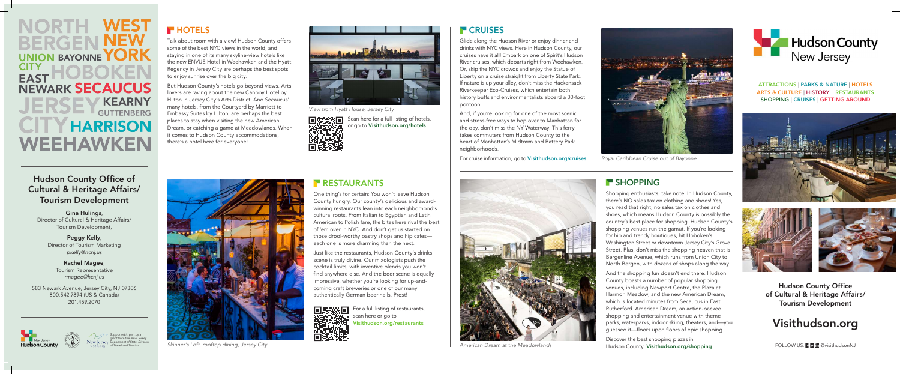NORTH BERGEN WEST NEW YORK UNION CITY BAYONNE HOBOKEN EAST NEWARK SECAUCUS JERSEY CITY KEARNY GUTTENBERG HARRISON WEEHAWKEN

## Hudson County Office of Cultural & Heritage Affairs/ Tourism Development

**Gina Hulings**,
Director of Cultural & Heritage Affairs/ Tourism Development,

**Peggy Kelly**,
Director of Tourism Marketing
*pkelly@hcnj.us*

**Rachel Magee**,
Tourism Representative
*rmagee@hcnj.us*

583 Newark Avenue, Jersey City, NJ 07306
800.542.7894 (US & Canada)
201.459.2070

*Supported in part by a grant from the New Jersey Department of State, Division of Travel and Tourism*

## HOTELS

Talk about room with a view! Hudson County offers some of the best NYC views in the world, and staying in one of its many skyline-view hotels like the new ENVUE Hotel in Weehawken and the Hyatt Regency in Jersey City are perhaps the best spots to enjoy sunrise over the big city.

But Hudson County's hotels go beyond views. Arts lovers are raving about the new Canopy Hotel by Hilton in Jersey City's Arts District. And Secaucus' many hotels, from the Courtyard by Marriott to Embassy Suites by Hilton, are perhaps the best places to stay when visiting the new American Dream, or catching a game at Meadowlands. When it comes to Hudson County accommodations, there's a hotel here for everyone!

*View from Hyatt House, Jersey City*

Scan here for a full listing of hotels, or go to **Visithudson.org/hotels**

## RESTAURANTS

One thing's for certain: You won't leave Hudson County hungry. Our county's delicious and award-winning restaurants lean into each neighborhood's cultural roots. From Italian to Egyptian and Latin American to Polish fare, the bites here rival the best of 'em over in NYC. And don't get us started on those drool-worthy pastry shops and hip cafes—each one is more charming than the next.

Just like the restaurants, Hudson County's drinks scene is truly divine. Our mixologists push the cocktail limits, with inventive blends you won't find anywhere else. And the beer scene is equally impressive, whether you're looking for up-and-coming craft breweries or one of our many authentically German beer halls. Prost!

For a full listing of restaurants, scan here or go to **Visithudson.org/restaurants**

*Skinner's Loft, rooftop dining, Jersey City*

## CRUISES

Glide along the Hudson River or enjoy dinner and drinks with NYC views. Here in Hudson County, our cruises have it all! Embark on one of Spirit's Hudson River cruises, which departs right from Weehawken. Or, skip the NYC crowds and enjoy the Statue of Liberty on a cruise straight from Liberty State Park. If nature is up your alley, don't miss the Hackensack Riverkeeper Eco-Cruises, which entertain both history buffs and environmentalists aboard a 30-foot pontoon.

And, if you're looking for one of the most scenic and stress-free ways to hop over to Manhattan for the day, don't miss the NY Waterway. This ferry takes commuters from Hudson County to the heart of Manhattan's Midtown and Battery Park neighborhoods.

For cruise information, go to **Visithudson.org/cruises**

*Royal Caribbean Cruise out of Bayonne*

## SHOPPING

Shopping enthusiasts, take note: In Hudson County, there's NO sales tax on clothing and shoes! Yes, you read that right, no sales tax on clothes and shoes, which means Hudson County is possibly the country's best place for shopping. Hudson County's shopping venues run the gamut. If you're looking for hip and trendy boutiques, hit Hoboken's Washington Street or downtown Jersey City's Grove Street. Plus, don't miss the shopping heaven that is Bergenline Avenue, which runs from Union City to North Bergen, with dozens of shops along the way.

And the shopping fun doesn't end there. Hudson County boasts a number of popular shopping venues, including Newport Centre, the Plaza at Harmon Meadow, and the new American Dream, which is located minutes from Secaucus in East Rutherford. American Dream, an action-packed shopping and entertainment venue with theme parks, waterparks, indoor skiing, theaters, and—you guessed it—floors upon floors of epic shopping.

Discover the best shopping plazas in Hudson County: **Visithudson.org/shopping**

*American Dream at the Meadowlands*

# Hudson County New Jersey

ATTRACTIONS | PARKS & NATURE | HOTELS
ARTS & CULTURE | HISTORY | RESTAURANTS
SHOPPING | CRUISES | GETTING AROUND

**Hudson County Office of Cultural & Heritage Affairs/ Tourism Development**

# Visithudson.org

FOLLOW US: @visithudsonNJ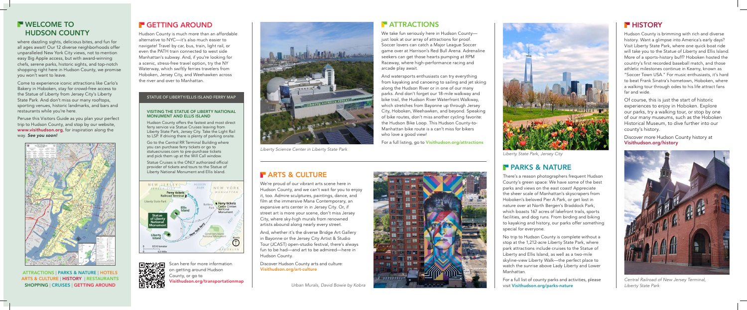## WELCOME TO HUDSON COUNTY

where dazzling sights, delicious bites, and fun for all ages await! Our 12 diverse neighborhoods offer unparalleled New York City views, not to mention easy Big Apple access, but with award-winning chefs, serene parks, historic sights, and top-notch shopping right here in Hudson County, we promise you won't want to leave.

Come to experience iconic attractions like Carlo's Bakery in Hoboken, stay for crowd-free access to the Statue of Liberty from Jersey City's Liberty State Park. And don't miss our many rooftops, sporting venues, historic landmarks, and bars and restaurants while you're here.

Peruse this Visitors Guide as you plan your perfect trip to Hudson County, and stop by our website, **www.visithudson.org**, for inspiration along the way. ***See you soon!***

ATTRACTIONS | PARKS & NATURE | HOTELS
ARTS & CULTURE | HISTORY | RESTAURANTS
SHOPPING | CRUISES | GETTING AROUND

## GETTING AROUND

Hudson County is much more than an affordable alternative to NYC—it's also much easier to navigate! Travel by car, bus, train, light rail, or even the PATH train connected to west side Manhattan's subway. And, if you're looking for a scenic, stress-free travel option, try the NY Waterway, which swiftly ferries travelers from Hoboken, Jersey City, and Weehawken across the river and over to Manhattan.

### STATUE OF LIBERTY/ELLIS ISLAND FERRY MAP

#### VISITING THE STATUE OF LIBERTY NATIONAL MONUMENT AND ELLIS ISLAND

Hudson County offers the fastest and most direct ferry service via Statue Cruises leaving from Liberty State Park, Jersey City. Take the Light Rail to LSP. If driving there is plenty of parking onsite.

Go to the Central RR Terminal Building where you can purchase ferry tickets or go to statuecruises.com to pre-purchase tickets and pick them up at the Will Call window.

Statue Cruises is the ONLY authorized official provider of tickets and tours to the Statue of Liberty National Monument and Ellis Island.

NEW JERSEY
JERSEY CITY
HUDSON RIVER
NEW YORK
MANHATTAN
Ferry tickets Railroad Terminal
Liberty State Park
Ellis Island
Battery Park
Ferry tickets Castle Clinton National Monument
Statue of Liberty National Monument
Liberty Island
New Jersey Ferry
New York Ferry
Governors Island National Monument
EAST RIVER
BROOKLYN
North
0 0.5 Kilometer
0 0.5 Mile

Scan here for more information on getting around Hudson County, or go to **Visithudson.org/transportationmap**

*Liberty Science Center in Liberty State Park*

## ATTRACTIONS

We take fun seriously here in Hudson County—just look at our array of attractions for proof. Soccer lovers can catch a Major League Soccer game over at Harrison's Red Bull Arena. Adrenaline seekers can get those hearts pumping at RPM Raceway, where high-performance racing and arcade play await.

And watersports enthusiasts can try everything from kayaking and canoeing to sailing and jet skiing along the Hudson River or in one of our many parks. And don't forget our 18-mile walkway and bike trail, the Hudson River Waterfront Walkway, which stretches from Bayonne up through Jersey City, Hoboken, Weehawken, and beyond. Speaking of bike routes, don't miss another cycling favorite: the Hudson Bike Loop. This Hudson County-to-Manhattan bike route is a can't miss for bikers who love a good view!

For a full listing, go to **Visithudson.org/attractions**

## ARTS & CULTURE

We're proud of our vibrant arts scene here in Hudson County, and we can't wait for you to enjoy it, too. Admire sculptures, paintings, dance, and film at the immersive Mana Contemporary, an expansive arts center in in Jersey City. Or, if street art is more your scene, don't miss Jersey City, where sky-high murals from renowned artists abound along nearly every street.

And, whether it's the diverse Bridge Art Gallery in Bayonne or the Jersey City Artist & Studio Tour (JCAST) open-studio festival, there's always fun to be had—and art to be admired—here in Hudson County.

Discover Hudson County arts and culture: **Visithudson.org/art-culture**

*Urban Murals, David Bowie by Kobra*

*Liberty State Park, Jersey City*

## PARKS & NATURE

There's a reason photographers frequent Hudson County's green space: We have some of the best parks and views on the east coast! Appreciate the sheer scale of Manhattan's skyscrapers from Hoboken's beloved Pier A Park, or get lost in nature over at North Bergen's Braddock Park, which boasts 167 acres of lakefront trails, sports facilities, and dog runs. From birding and biking to kayaking and history, our parks offer something special for everyone.

No trip to Hudson County is complete without a stop at the 1,212-acre Liberty State Park, where park attractions include cruises to the Statue of Liberty and Ellis Island, as well as a two-mile skyline-view Liberty Walk—the perfect place to watch the sunrise above Lady Liberty and Lower Manhattan.

For a full list of county parks and activities, please visit **Visithudson.org/parks-nature**

## HISTORY

Hudson County is brimming with rich and diverse history. Want a glimpse into America's early days? Visit Liberty State Park, where one quick boat ride will take you to the Statue of Liberty and Ellis Island. More of a sports-history buff? Hoboken hosted the country's first recorded baseball match, and those athletic milestones continue in Kearny, known as "Soccer Town USA." For music enthusiasts, it's hard to beat Frank Sinatra's hometown, Hoboken, where a walking tour through odes to his life attract fans far and wide.

Of course, this is just the start of historic experiences to enjoy in Hoboken. Explore our parks, try a walking tour, or stop by one of our many museums, such as the Hoboken Historical Museum, to dive further into our county's history.

Discover more Hudson County history at **Visithudson.org/history**

*Central Railroad of New Jersey Terminal, Liberty State Park*